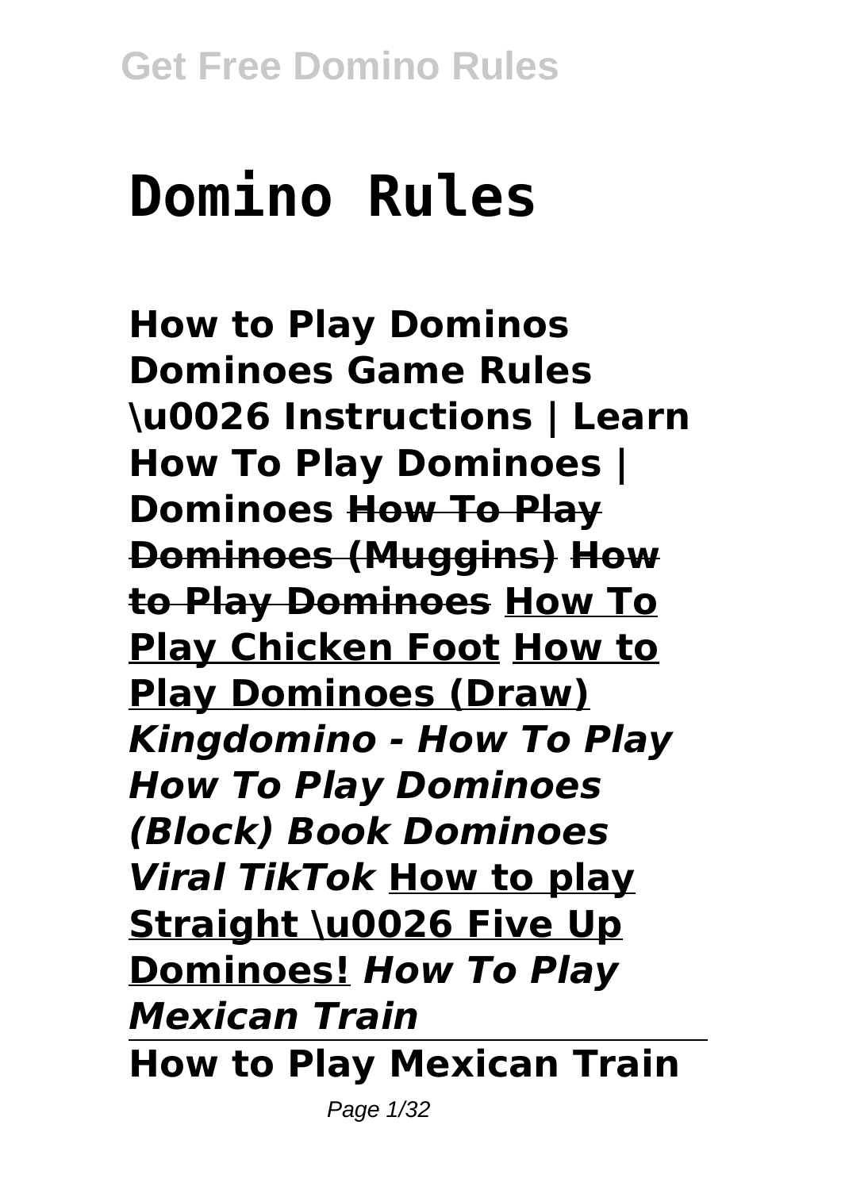# Domino Rules

**How to Play Dominos Dominoes Game Rules \u0026 Instructions | Learn How To Play Dominoes | Dominoes** **~~How To Play Dominoes (Muggins)~~** **~~How to Play Dominoes~~** **How To Play Chicken Foot** **How to Play Dominoes (Draw)** ***Kingdomino - How To Play How To Play Dominoes (Block) Book Dominoes Viral TikTok*** **How to play Straight \u0026 Five Up Dominoes!** ***How To Play Mexican Train***

**How to Play Mexican Train**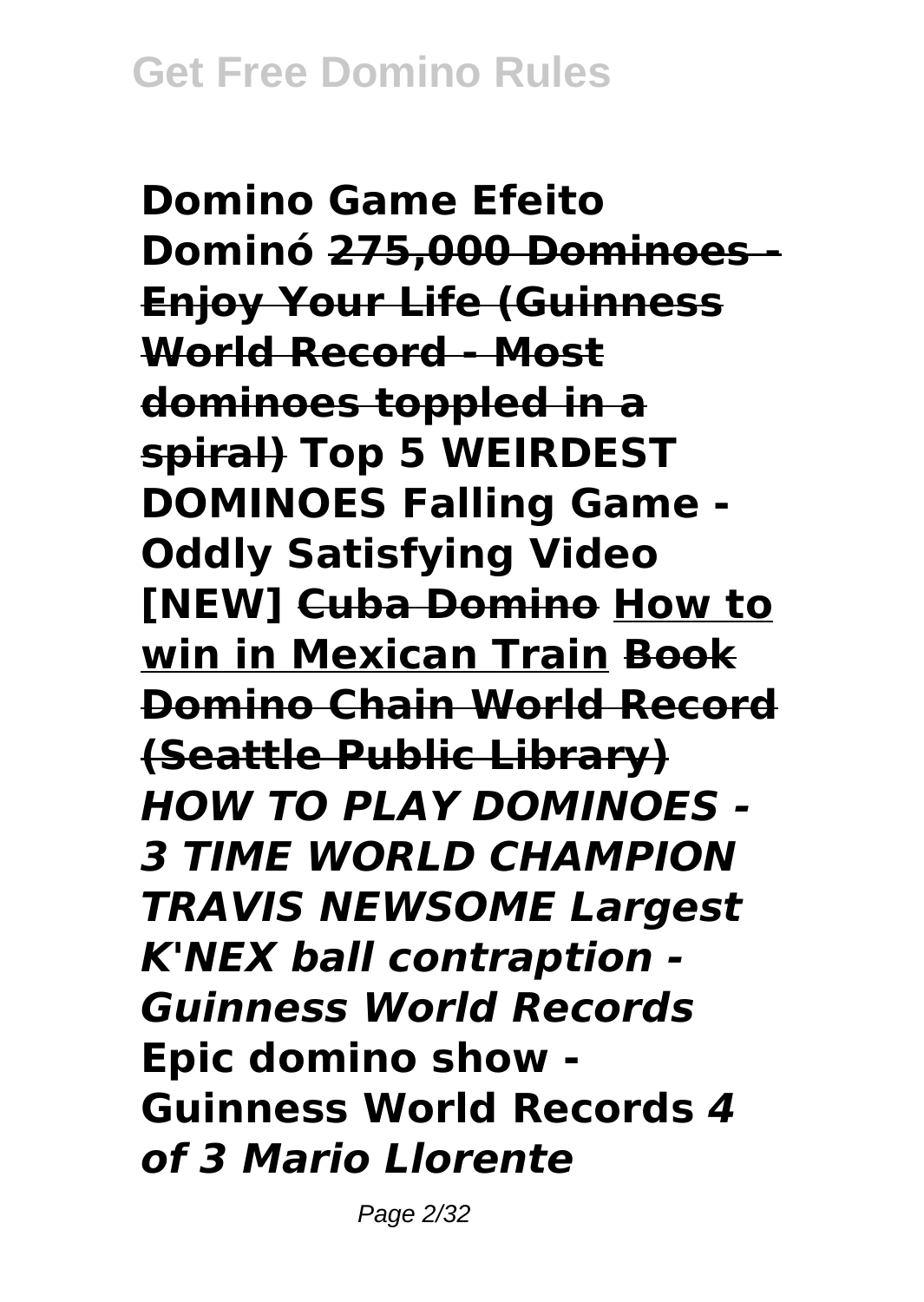**Domino Game Efeito Dominó** ~~**275,000 Dominoes - Enjoy Your Life (Guinness World Record - Most dominoes toppled in a spiral)**~~ **Top 5 WEIRDEST DOMINOES Falling Game - Oddly Satisfying Video [NEW]** ~~**Cuba Domino**~~ **How to win in Mexican Train** ~~**Book Domino Chain World Record (Seattle Public Library)**~~ ***HOW TO PLAY DOMINOES - 3 TIME WORLD CHAMPION TRAVIS NEWSOME Largest K'NEX ball contraption - Guinness World Records*** **Epic domino show - Guinness World Records** ***4 of 3 Mario Llorente***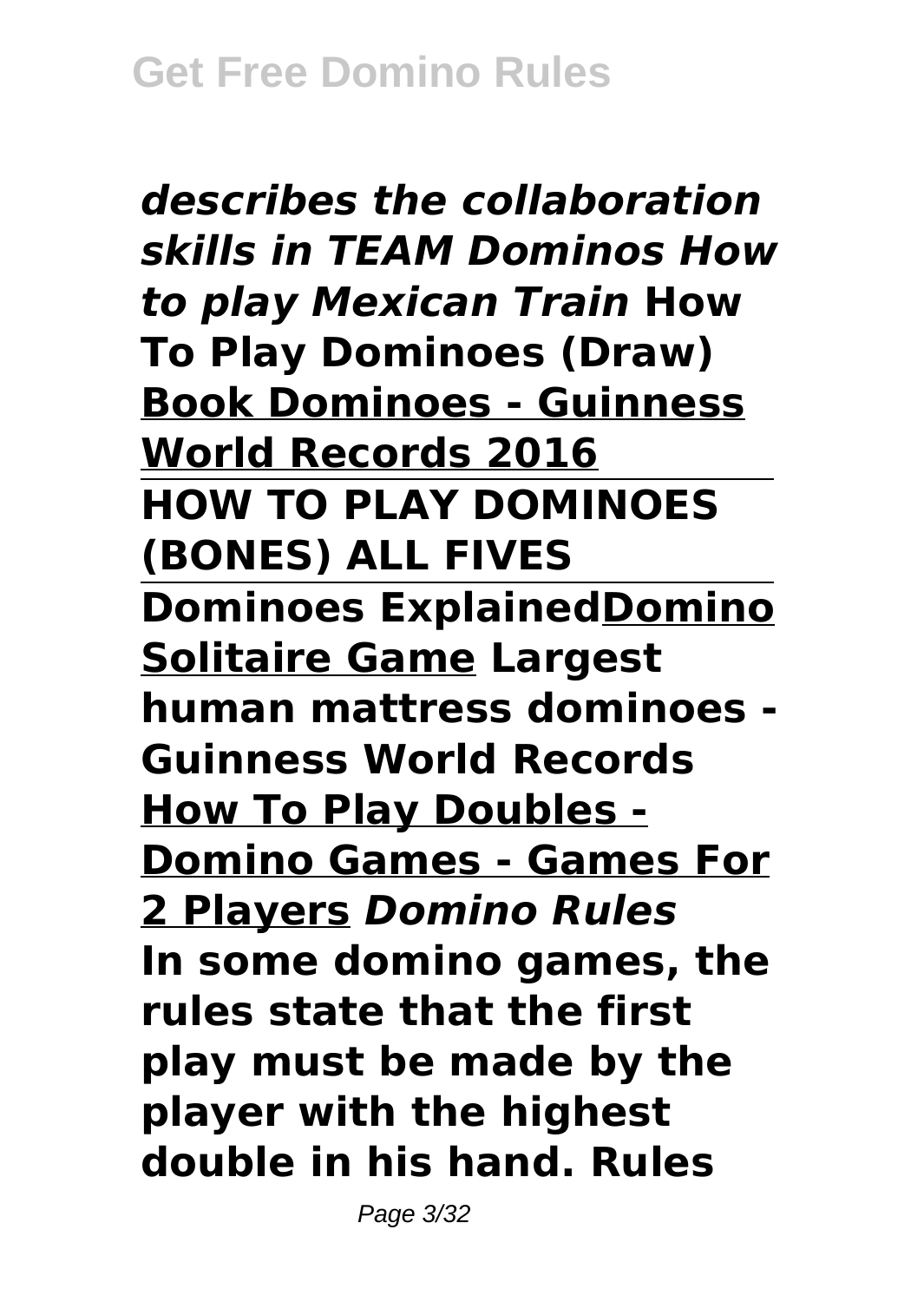***describes the collaboration skills in TEAM Dominos How to play Mexican Train* How To Play Dominoes (Draw) Book Dominoes - Guinness World Records 2016**

**HOW TO PLAY DOMINOES (BONES) ALL FIVES**

**Dominoes ExplainedDomino Solitaire Game Largest human mattress dominoes - Guinness World Records How To Play Doubles - Domino Games - Games For 2 Players *Domino Rules***

**In some domino games, the rules state that the first play must be made by the player with the highest double in his hand. Rules**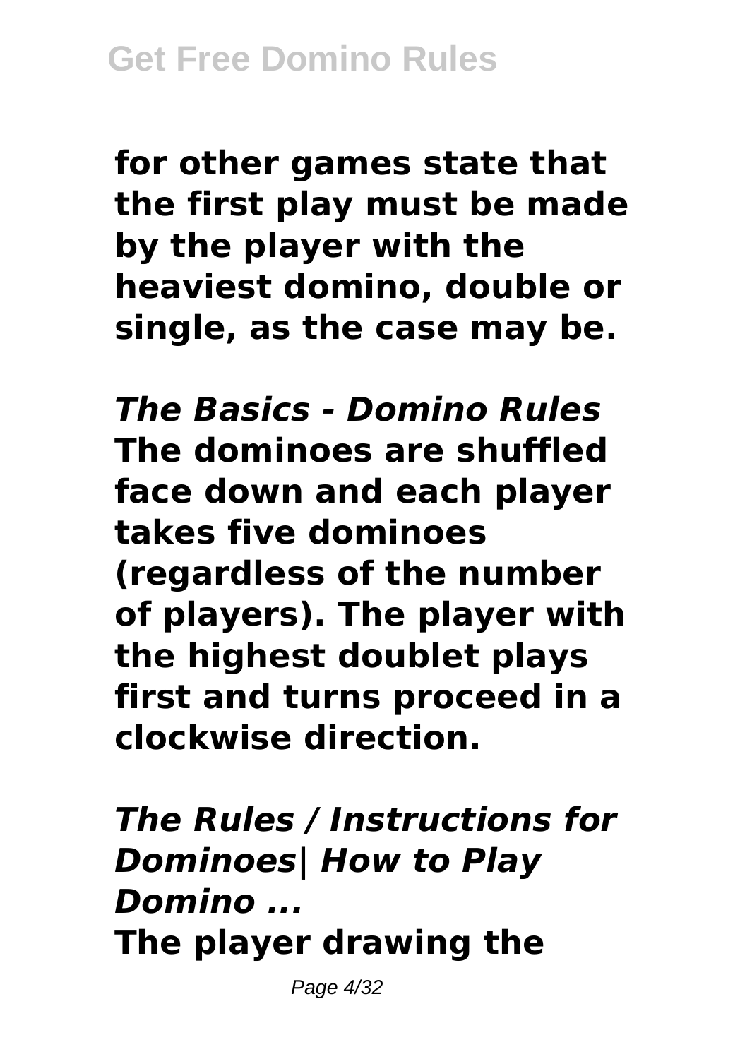**for other games state that the first play must be made by the player with the heaviest domino, double or single, as the case may be.**

***The Basics - Domino Rules***
**The dominoes are shuffled face down and each player takes five dominoes (regardless of the number of players). The player with the highest doublet plays first and turns proceed in a clockwise direction.**

***The Rules / Instructions for Dominoes| How to Play Domino ...***
**The player drawing the**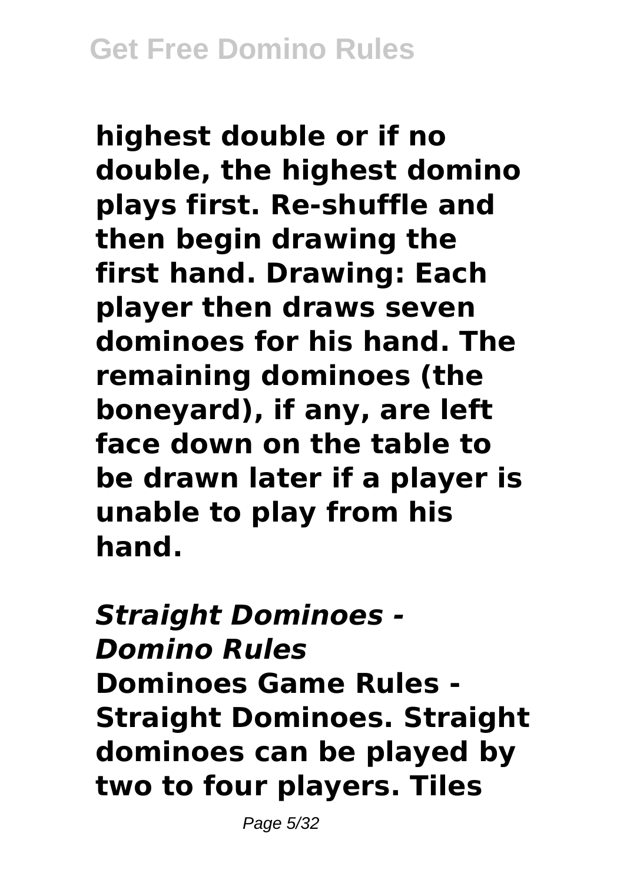**highest double or if no double, the highest domino plays first. Re-shuffle and then begin drawing the first hand. Drawing: Each player then draws seven dominoes for his hand. The remaining dominoes (the boneyard), if any, are left face down on the table to be drawn later if a player is unable to play from his hand.**

### *Straight Dominoes - Domino Rules*

**Dominoes Game Rules - Straight Dominoes. Straight dominoes can be played by two to four players. Tiles**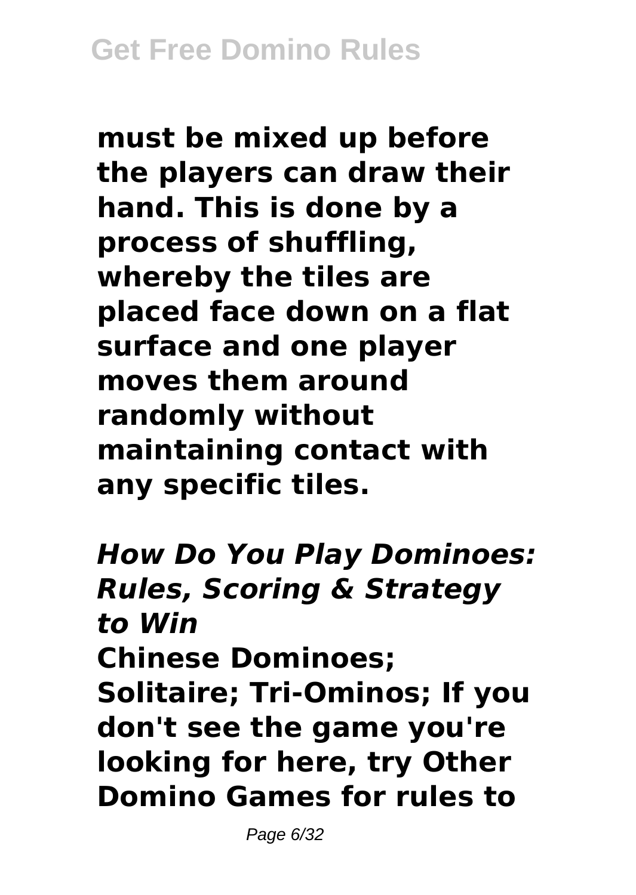**must be mixed up before the players can draw their hand. This is done by a process of shuffling, whereby the tiles are placed face down on a flat surface and one player moves them around randomly without maintaining contact with any specific tiles.**

***How Do You Play Dominoes: Rules, Scoring & Strategy to Win***

**Chinese Dominoes; Solitaire; Tri-Ominos; If you don't see the game you're looking for here, try Other Domino Games for rules to**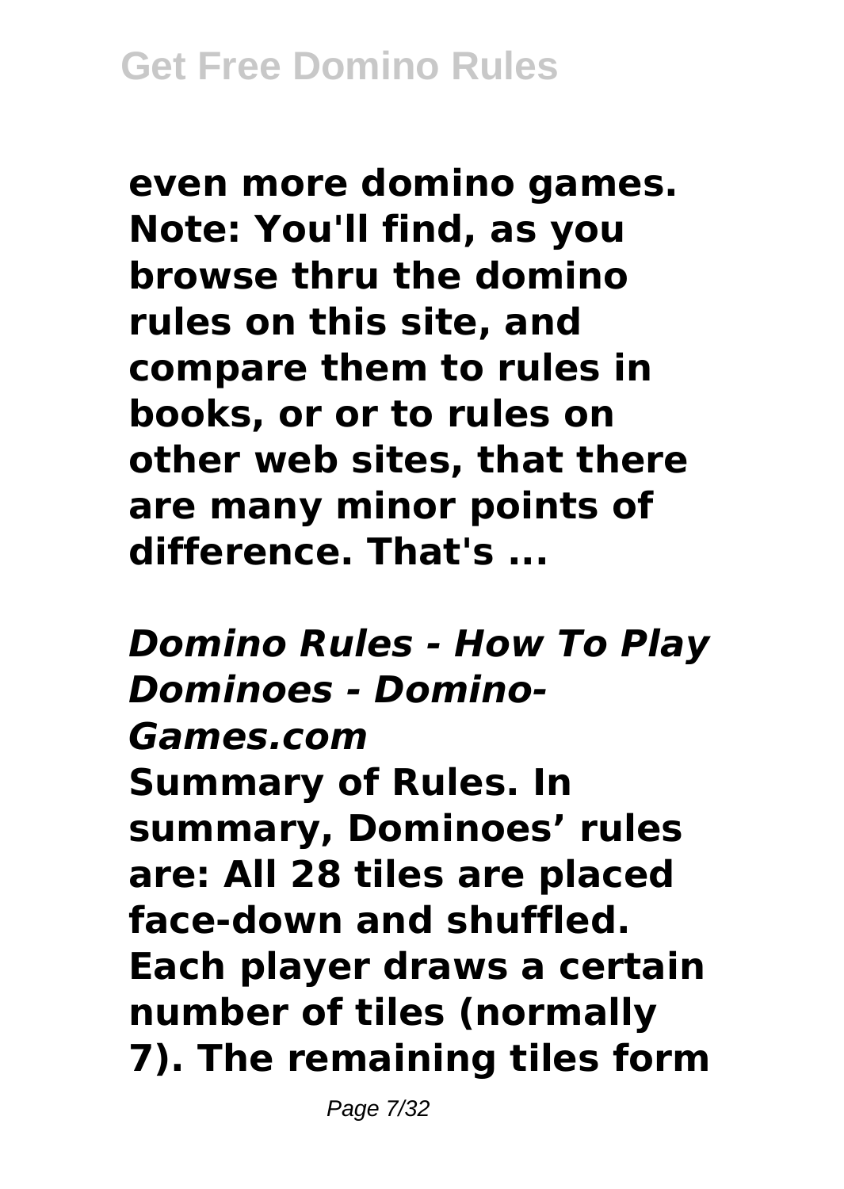**even more domino games. Note: You'll find, as you browse thru the domino rules on this site, and compare them to rules in books, or or to rules on other web sites, that there are many minor points of difference. That's ...**

***Domino Rules - How To Play Dominoes - Domino-Games.com***

**Summary of Rules. In summary, Dominoes' rules are: All 28 tiles are placed face-down and shuffled. Each player draws a certain number of tiles (normally 7). The remaining tiles form**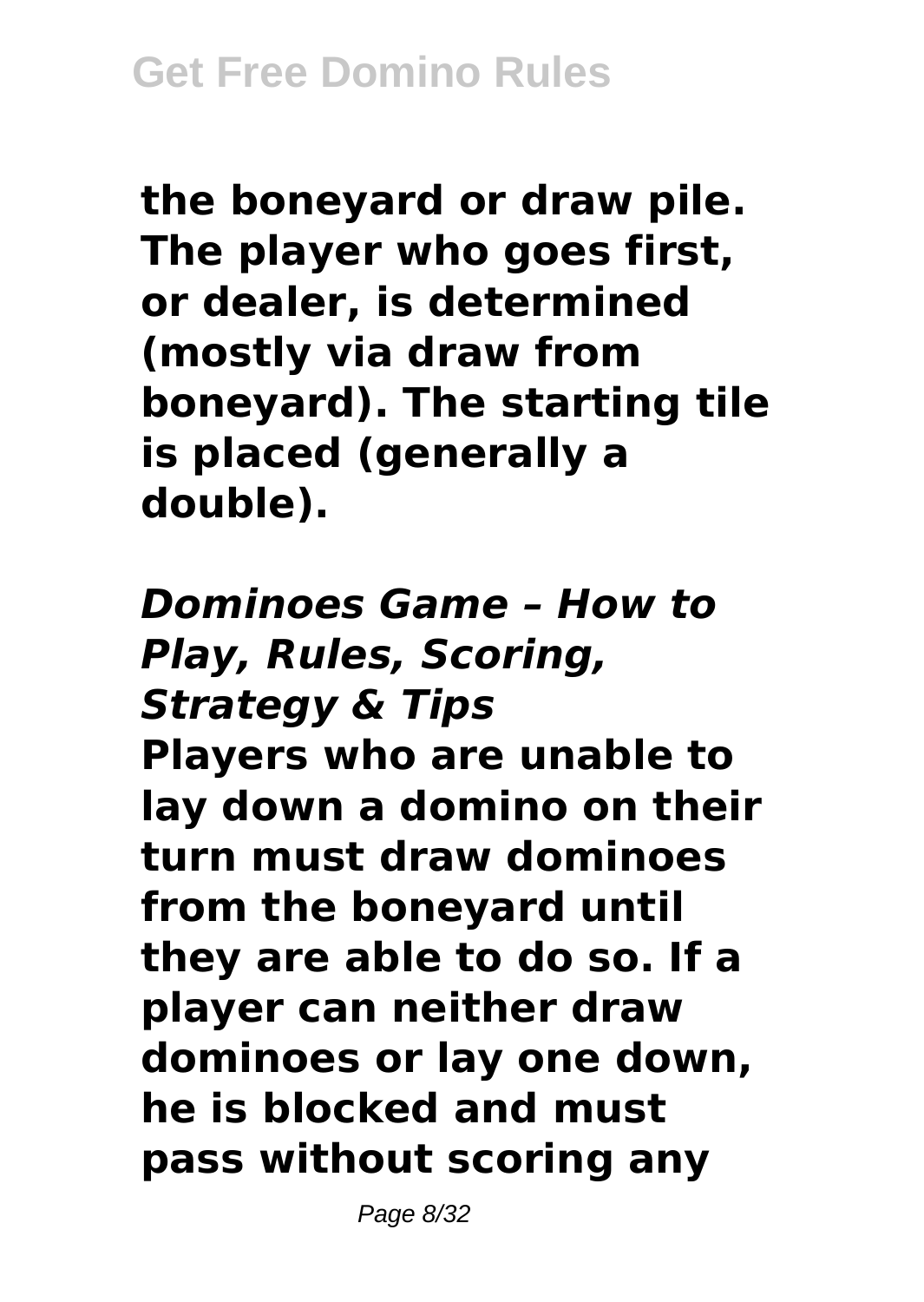**the boneyard or draw pile. The player who goes first, or dealer, is determined (mostly via draw from boneyard). The starting tile is placed (generally a double).**

***Dominoes Game – How to Play, Rules, Scoring, Strategy & Tips***

**Players who are unable to lay down a domino on their turn must draw dominoes from the boneyard until they are able to do so. If a player can neither draw dominoes or lay one down, he is blocked and must pass without scoring any**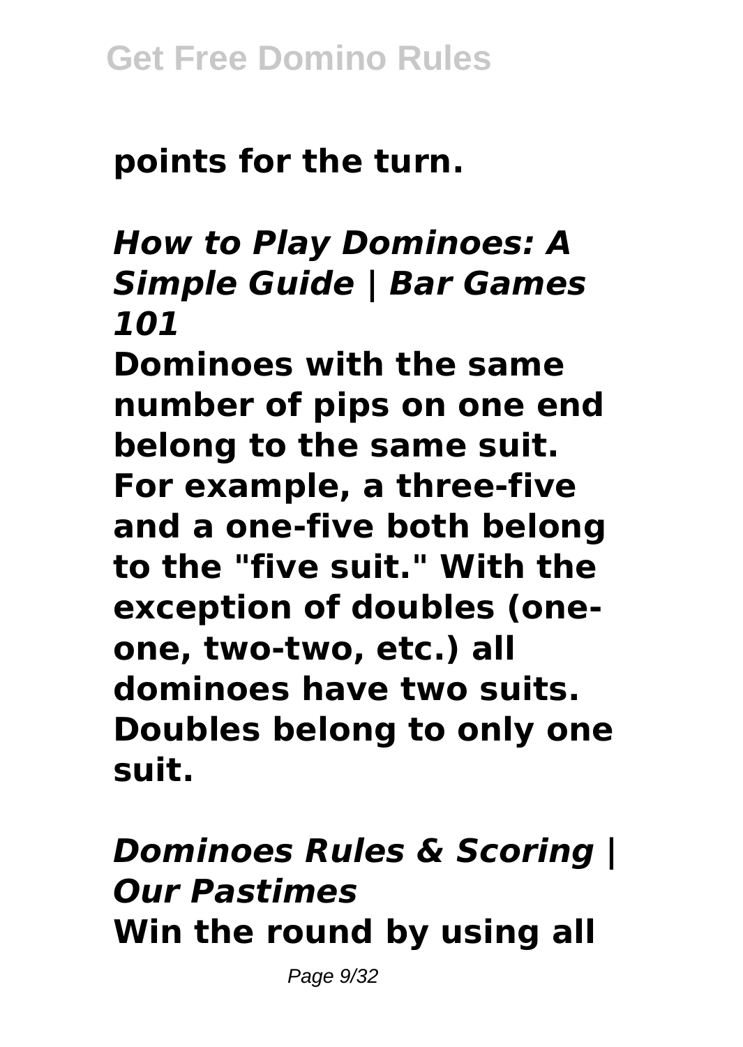**points for the turn.**

## *How to Play Dominoes: A Simple Guide | Bar Games 101*

**Dominoes with the same number of pips on one end belong to the same suit. For example, a three-five and a one-five both belong to the "five suit." With the exception of doubles (one-one, two-two, etc.) all dominoes have two suits. Doubles belong to only one suit.**

## *Dominoes Rules & Scoring | Our Pastimes*

**Win the round by using all**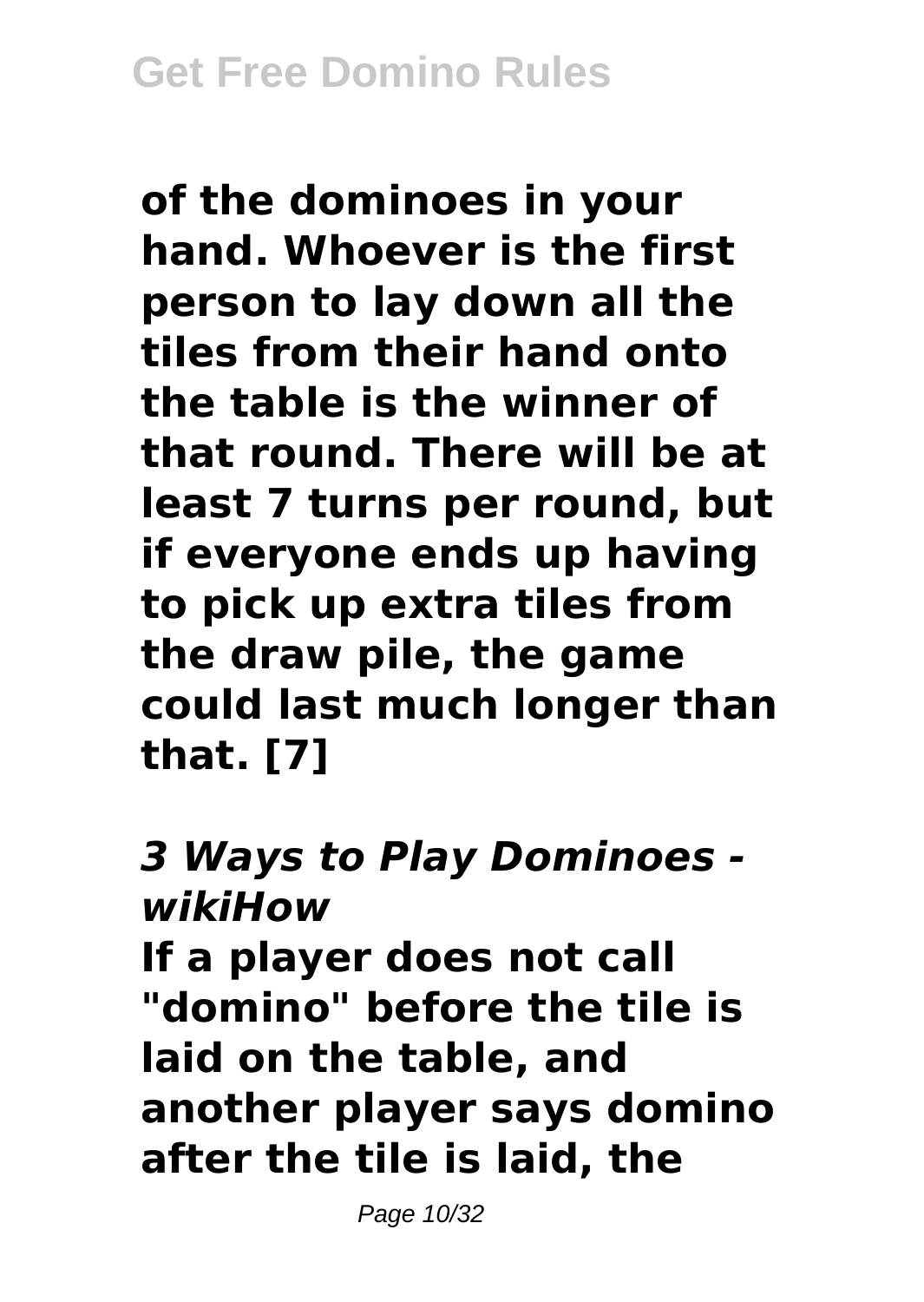**of the dominoes in your hand. Whoever is the first person to lay down all the tiles from their hand onto the table is the winner of that round. There will be at least 7 turns per round, but if everyone ends up having to pick up extra tiles from the draw pile, the game could last much longer than that. [7]**

## *3 Ways to Play Dominoes - wikiHow*

**If a player does not call "domino" before the tile is laid on the table, and another player says domino after the tile is laid, the**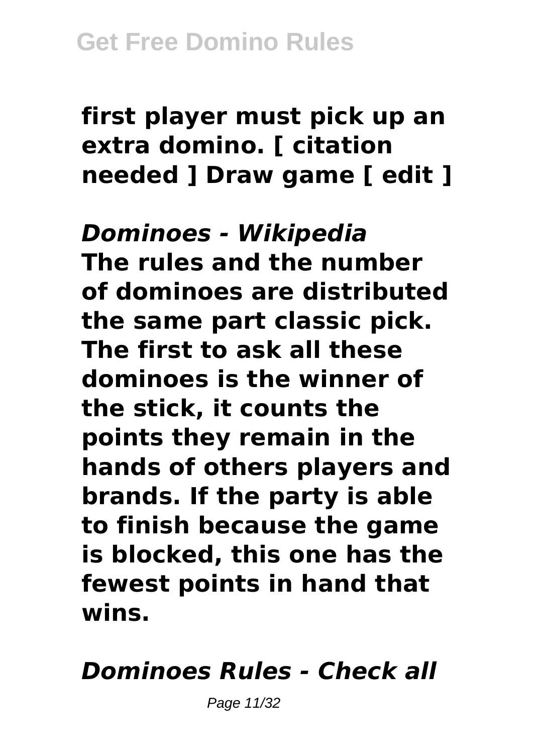**first player must pick up an extra domino. [ citation needed ] Draw game [ edit ]**

***Dominoes - Wikipedia***

**The rules and the number of dominoes are distributed the same part classic pick. The first to ask all these dominoes is the winner of the stick, it counts the points they remain in the hands of others players and brands. If the party is able to finish because the game is blocked, this one has the fewest points in hand that wins.**

***Dominoes Rules - Check all***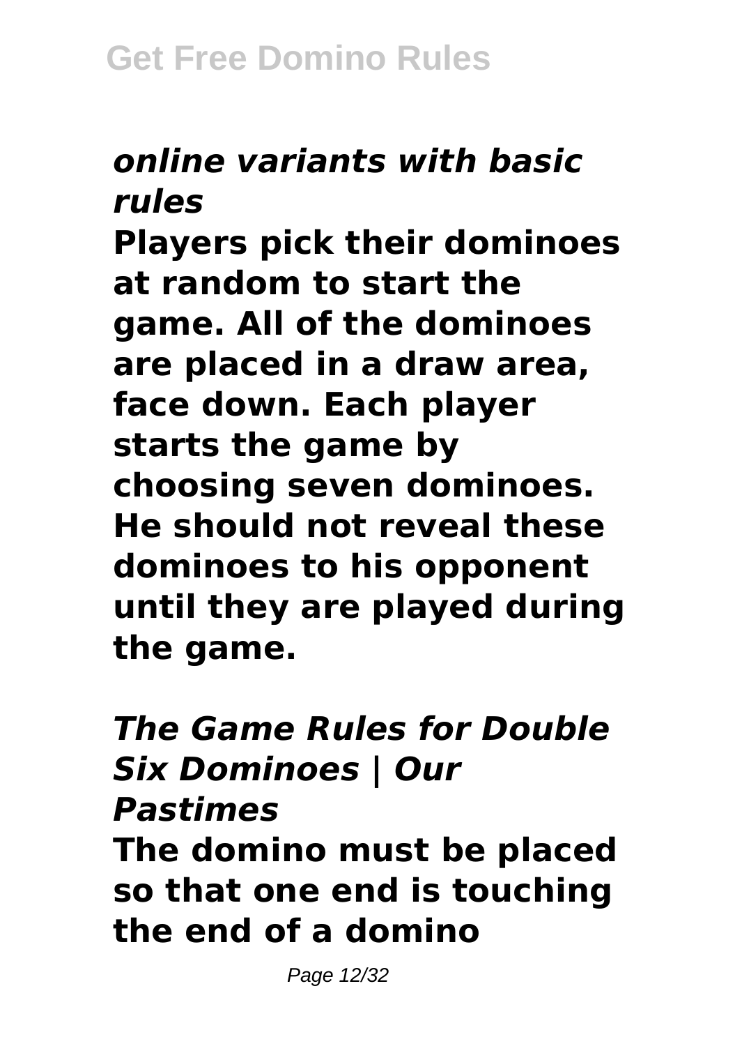***online variants with basic rules***

**Players pick their dominoes at random to start the game. All of the dominoes are placed in a draw area, face down. Each player starts the game by choosing seven dominoes. He should not reveal these dominoes to his opponent until they are played during the game.**

***The Game Rules for Double Six Dominoes | Our Pastimes***

**The domino must be placed so that one end is touching the end of a domino**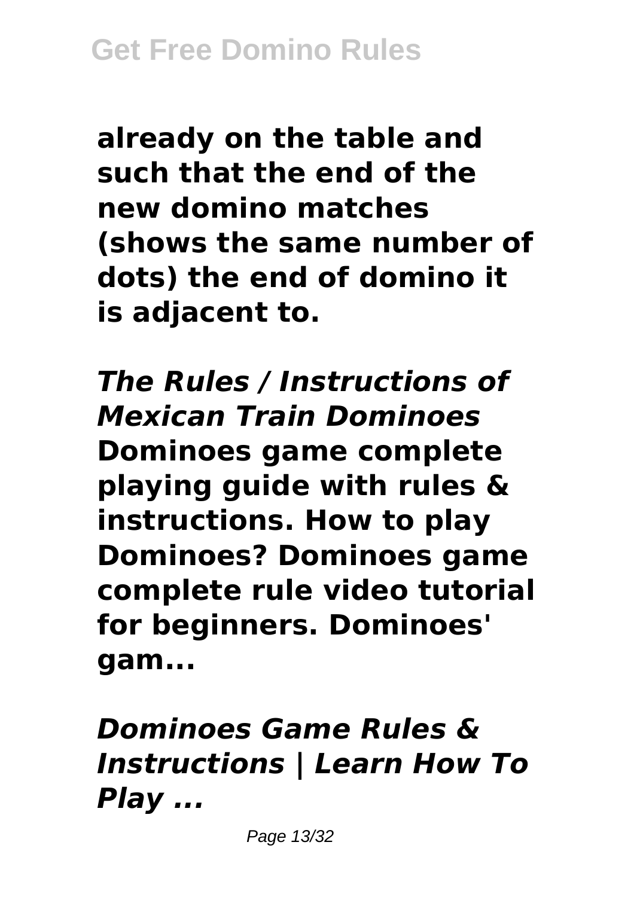**already on the table and such that the end of the new domino matches (shows the same number of dots) the end of domino it is adjacent to.**

***The Rules / Instructions of Mexican Train Dominoes***

**Dominoes game complete playing guide with rules & instructions. How to play Dominoes? Dominoes game complete rule video tutorial for beginners. Dominoes' gam...**

***Dominoes Game Rules & Instructions | Learn How To Play ...***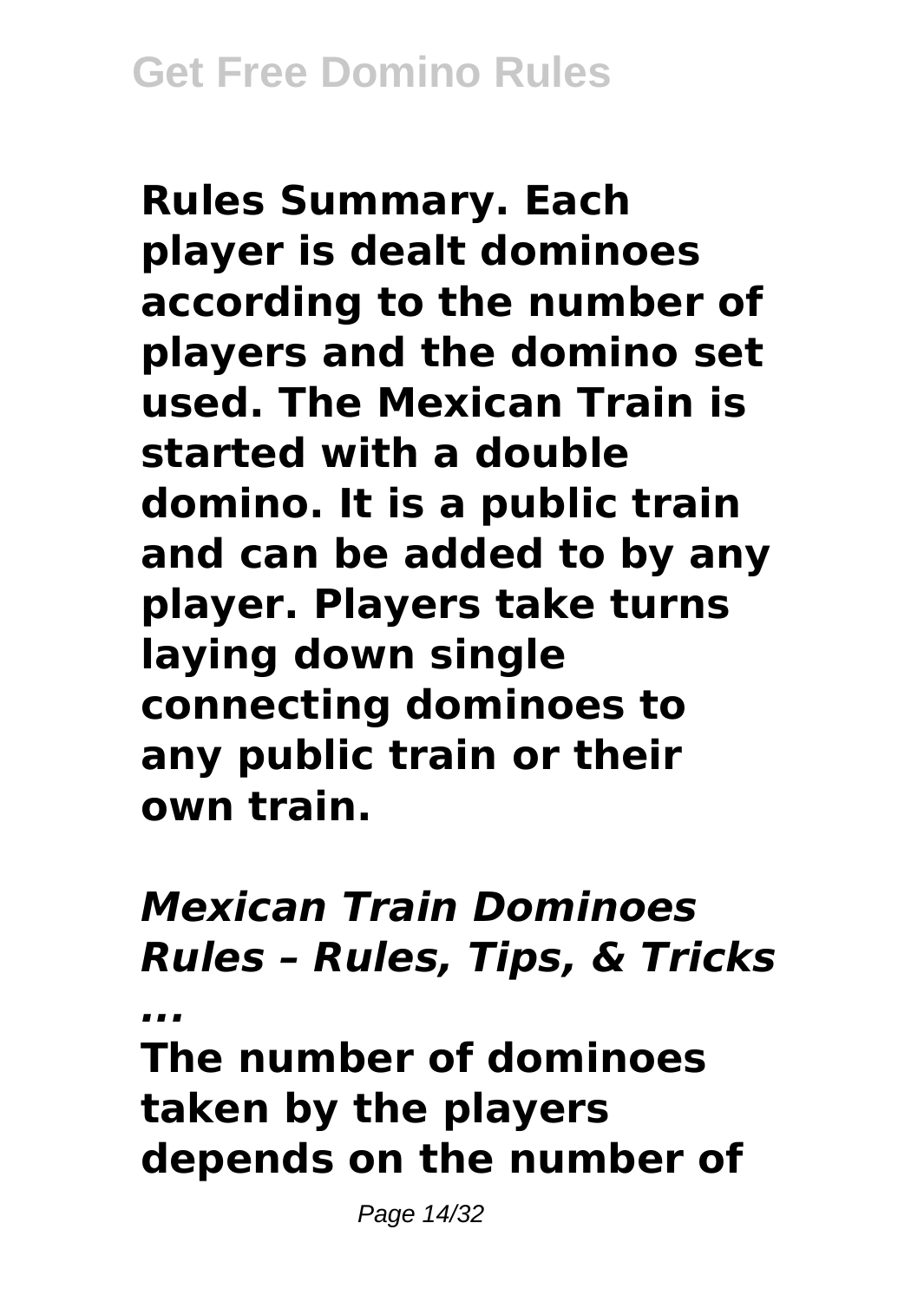**Rules Summary. Each player is dealt dominoes according to the number of players and the domino set used. The Mexican Train is started with a double domino. It is a public train and can be added to by any player. Players take turns laying down single connecting dominoes to any public train or their own train.**

***Mexican Train Dominoes Rules – Rules, Tips, & Tricks ...***

**The number of dominoes taken by the players depends on the number of**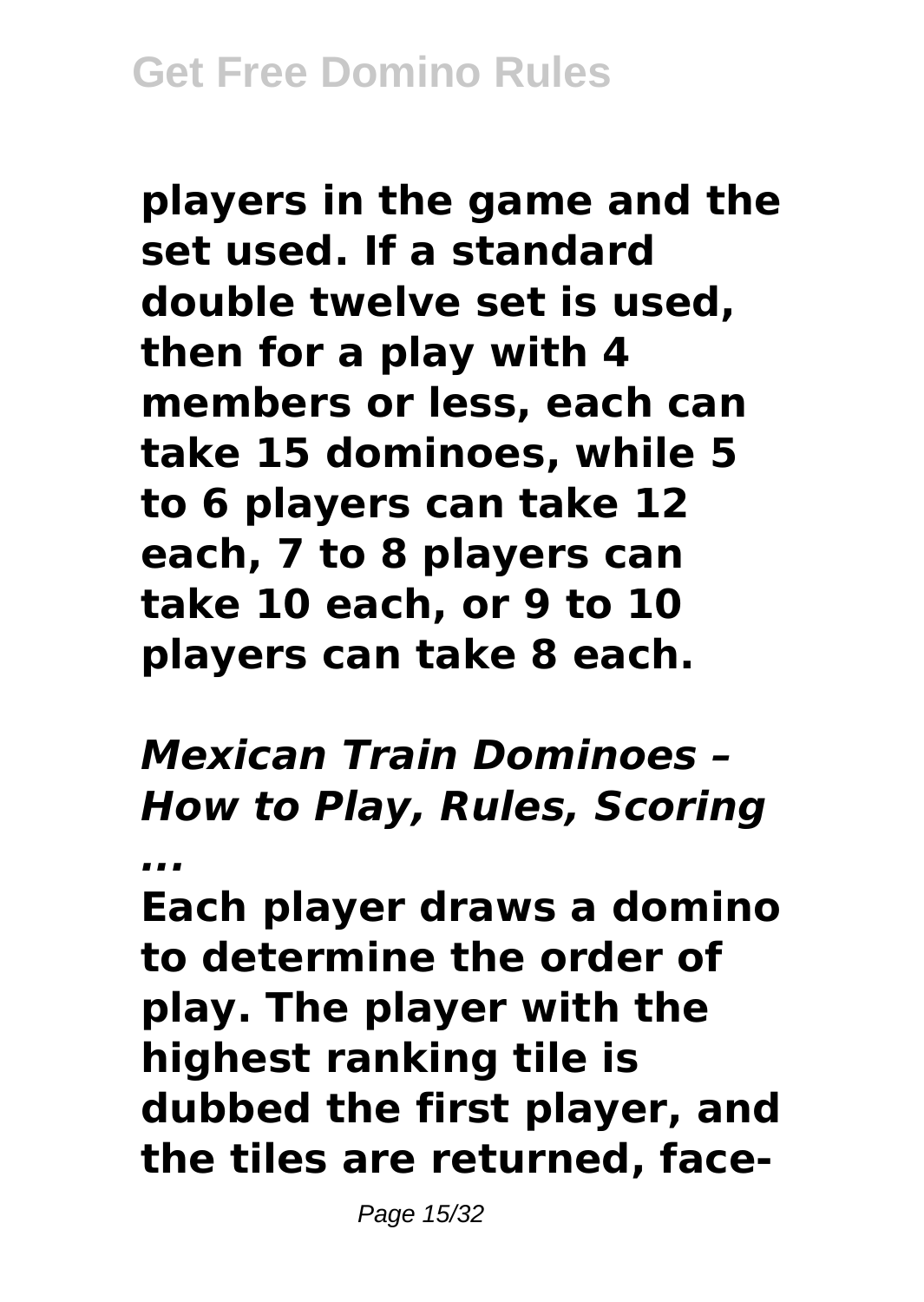**players in the game and the set used. If a standard double twelve set is used, then for a play with 4 members or less, each can take 15 dominoes, while 5 to 6 players can take 12 each, 7 to 8 players can take 10 each, or 9 to 10 players can take 8 each.**

***Mexican Train Dominoes – How to Play, Rules, Scoring ...***

**Each player draws a domino to determine the order of play. The player with the highest ranking tile is dubbed the first player, and the tiles are returned, face-**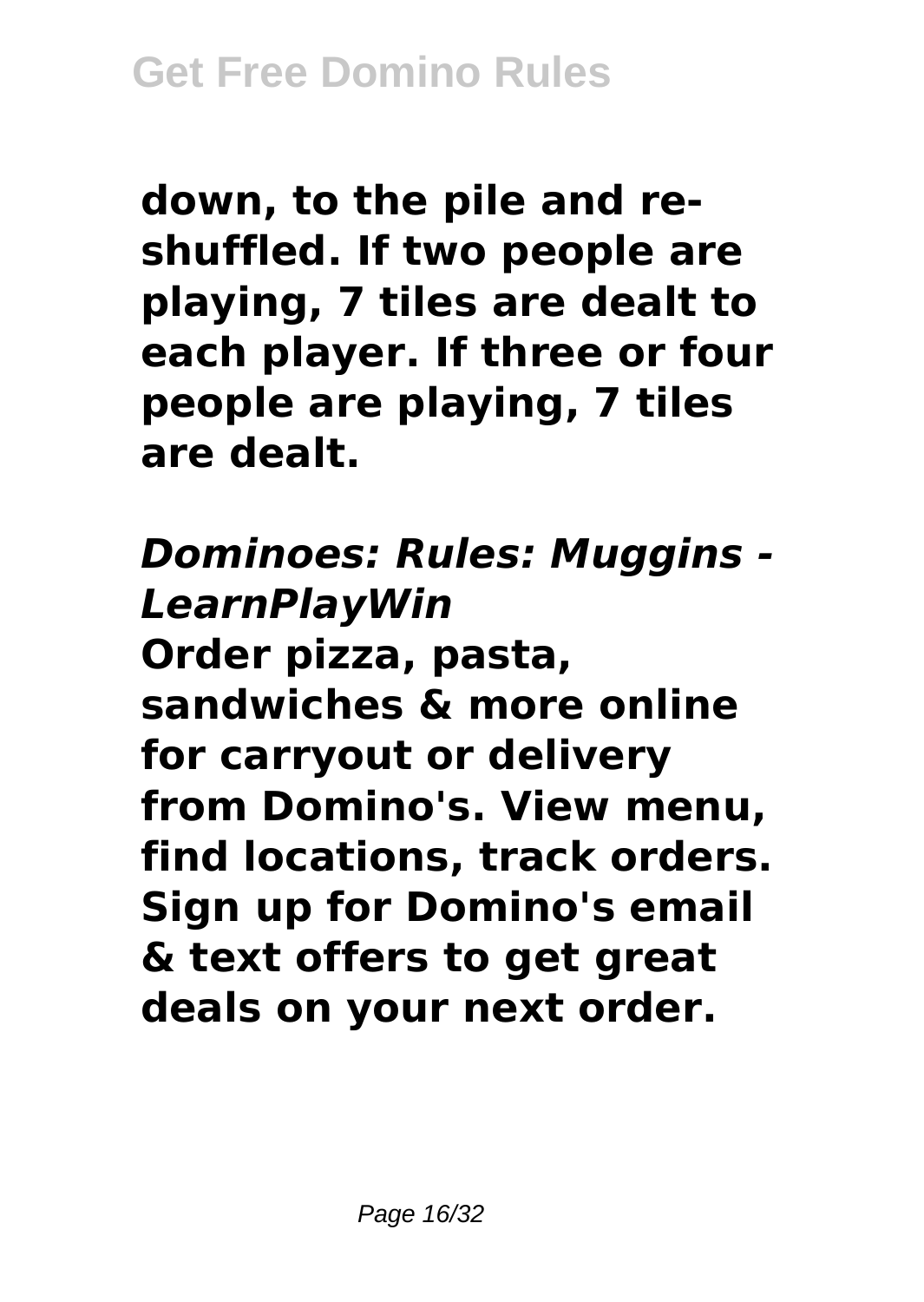**down, to the pile and re-shuffled. If two people are playing, 7 tiles are dealt to each player. If three or four people are playing, 7 tiles are dealt.**

***Dominoes: Rules: Muggins - LearnPlayWin***

**Order pizza, pasta, sandwiches & more online for carryout or delivery from Domino's. View menu, find locations, track orders. Sign up for Domino's email & text offers to get great deals on your next order.**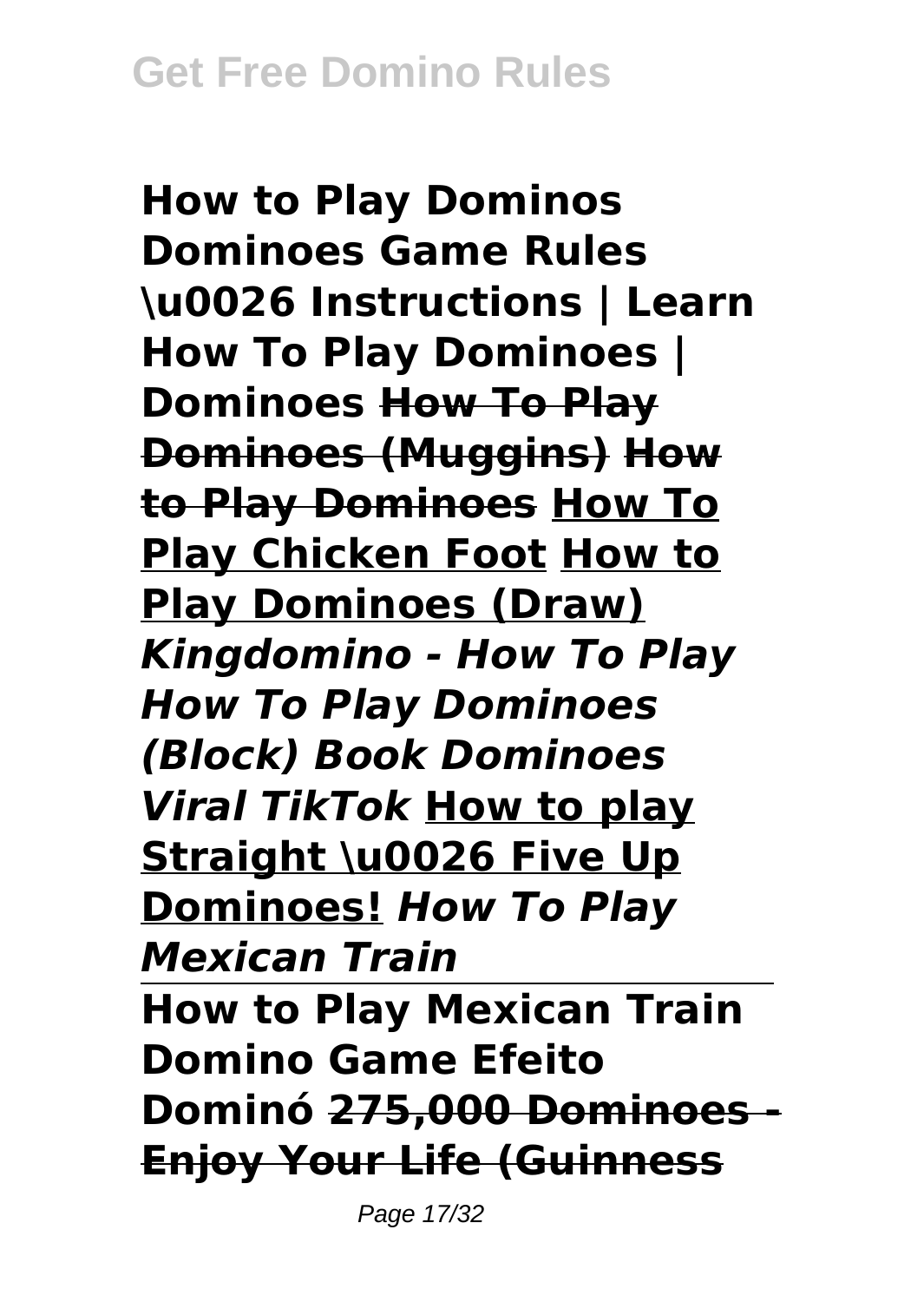**How to Play Dominos Dominoes Game Rules \u0026 Instructions | Learn How To Play Dominoes | Dominoes** **How To Play Dominoes (Muggins)** **How to Play Dominoes** **How To Play Chicken Foot** **How to Play Dominoes (Draw)** ***Kingdomino - How To Play How To Play Dominoes (Block) Book Dominoes Viral TikTok*** **How to play Straight \u0026 Five Up Dominoes!** ***How To Play Mexican Train***

**How to Play Mexican Train Domino Game Efeito Dominó** **275,000 Dominoes - Enjoy Your Life (Guinness**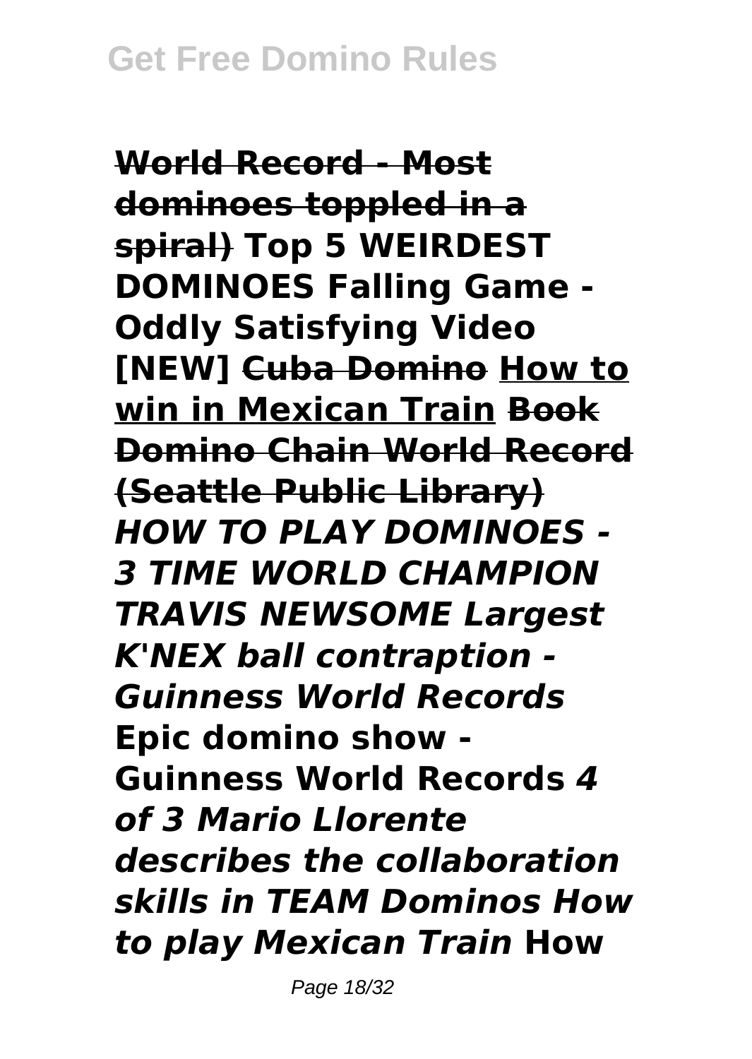**World Record - Most dominoes toppled in a spiral) Top 5 WEIRDEST DOMINOES Falling Game - Oddly Satisfying Video [NEW] Cuba Domino How to win in Mexican Train Book Domino Chain World Record (Seattle Public Library)** ***HOW TO PLAY DOMINOES - 3 TIME WORLD CHAMPION TRAVIS NEWSOME Largest K'NEX ball contraption - Guinness World Records*** **Epic domino show - Guinness World Records** ***4 of 3 Mario Llorente describes the collaboration skills in TEAM Dominos How to play Mexican Train*** **How**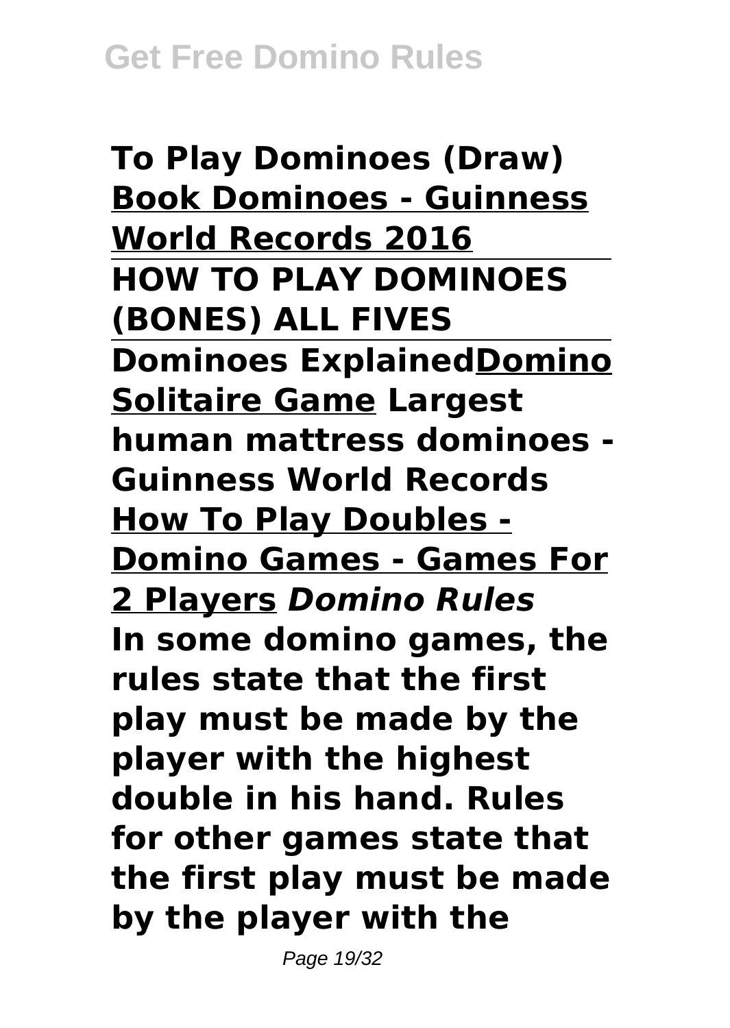**To Play Dominoes (Draw)** **Book Dominoes - Guinness World Records 2016**

**HOW TO PLAY DOMINOES (BONES) ALL FIVES**

**Dominoes Explained** **Domino Solitaire Game** **Largest human mattress dominoes - Guinness World Records** **How To Play Doubles - Domino Games - Games For 2 Players** ***Domino Rules***

**In some domino games, the rules state that the first play must be made by the player with the highest double in his hand. Rules for other games state that the first play must be made by the player with the**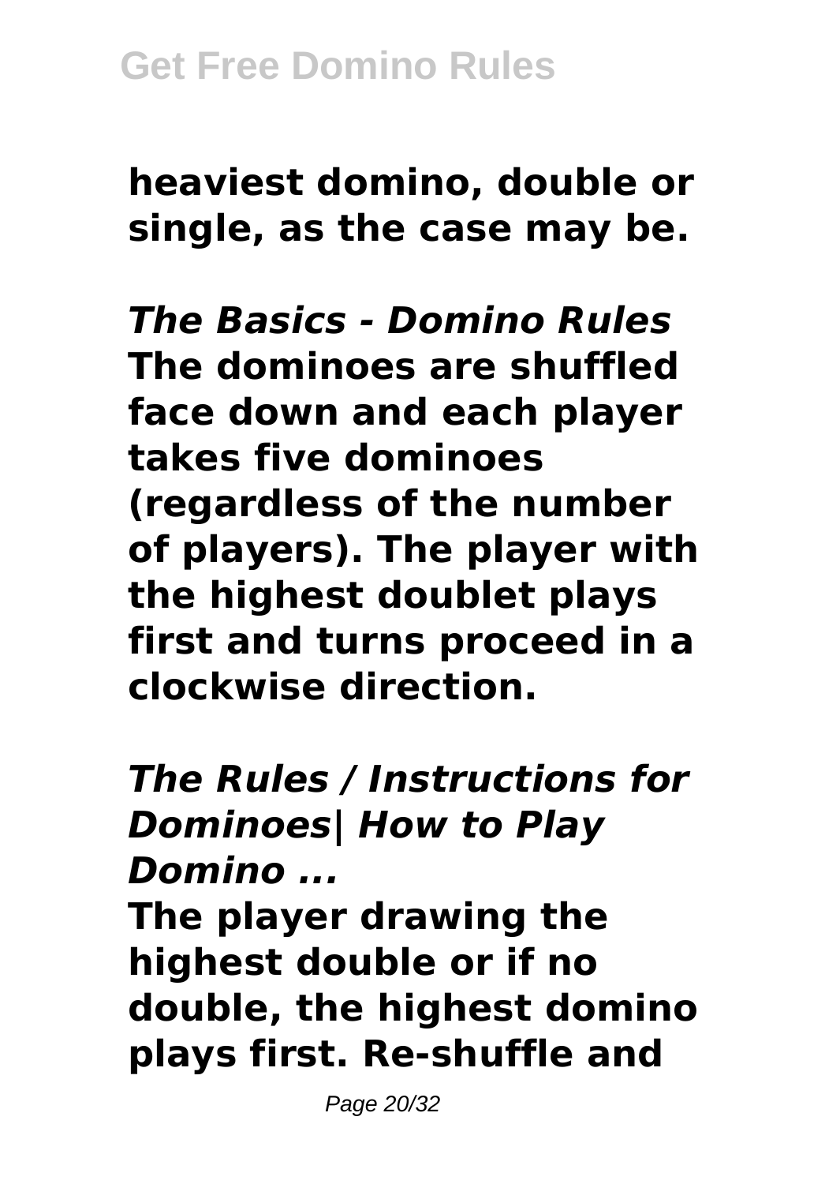**heaviest domino, double or single, as the case may be.**

***The Basics - Domino Rules***
**The dominoes are shuffled face down and each player takes five dominoes (regardless of the number of players). The player with the highest doublet plays first and turns proceed in a clockwise direction.**

***The Rules / Instructions for Dominoes| How to Play Domino ...***
**The player drawing the highest double or if no double, the highest domino plays first. Re-shuffle and**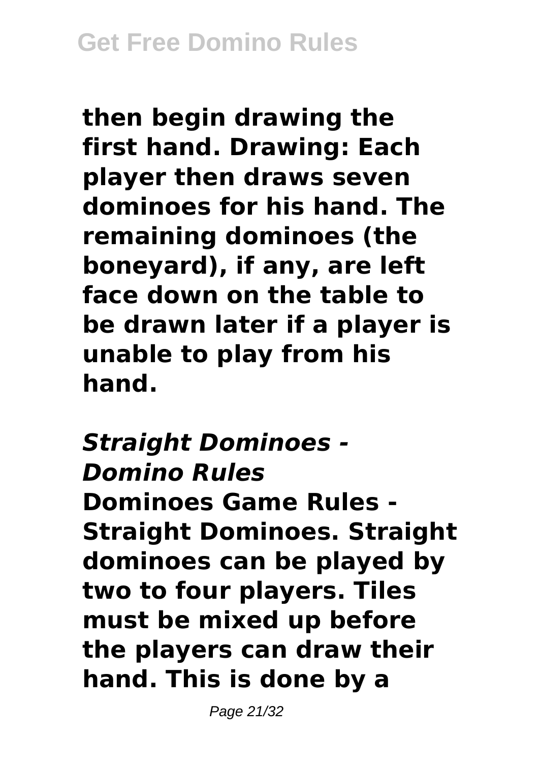**then begin drawing the first hand. Drawing: Each player then draws seven dominoes for his hand. The remaining dominoes (the boneyard), if any, are left face down on the table to be drawn later if a player is unable to play from his hand.**

***Straight Dominoes - Domino Rules***

**Dominoes Game Rules - Straight Dominoes. Straight dominoes can be played by two to four players. Tiles must be mixed up before the players can draw their hand. This is done by a**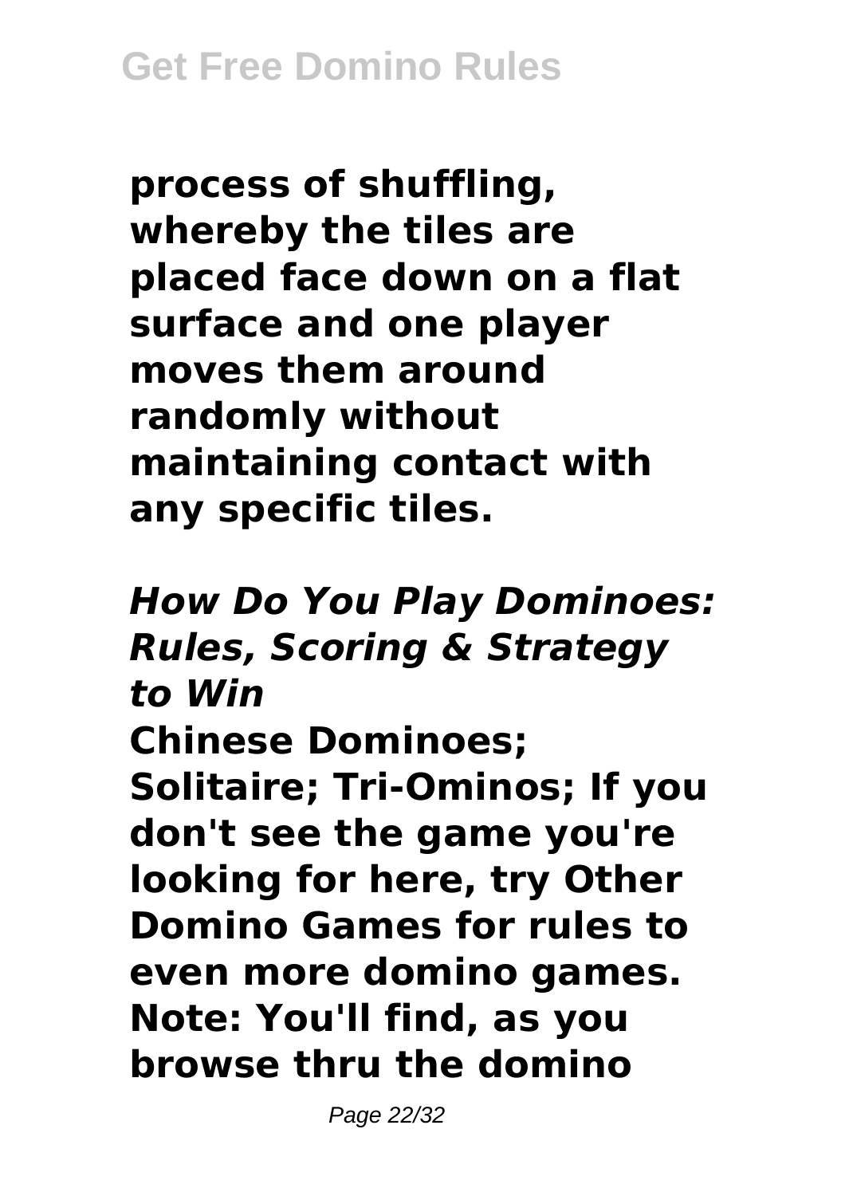**process of shuffling, whereby the tiles are placed face down on a flat surface and one player moves them around randomly without maintaining contact with any specific tiles.**

***How Do You Play Dominoes: Rules, Scoring & Strategy to Win***

**Chinese Dominoes; Solitaire; Tri-Ominos; If you don't see the game you're looking for here, try Other Domino Games for rules to even more domino games. Note: You'll find, as you browse thru the domino**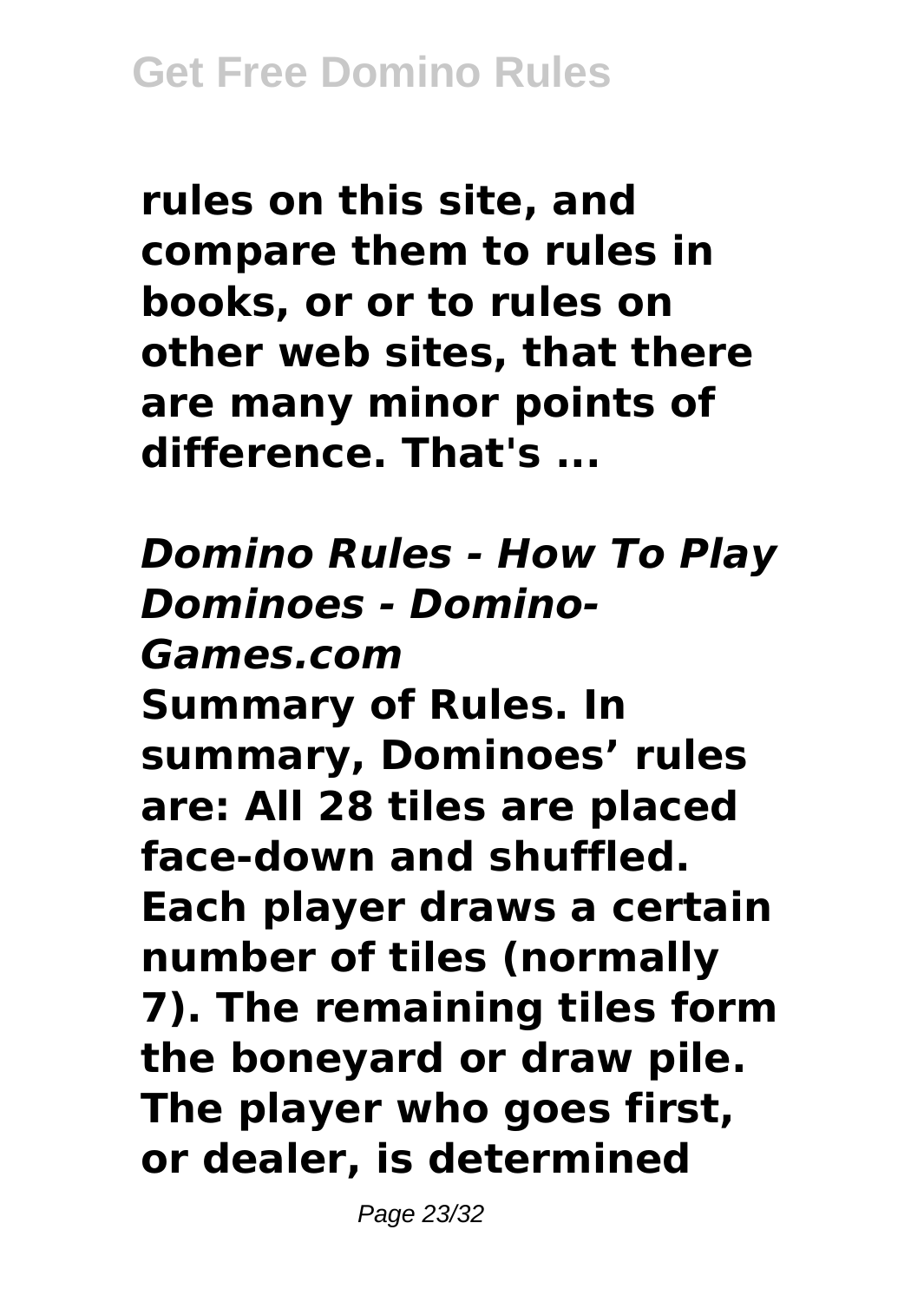**rules on this site, and compare them to rules in books, or or to rules on other web sites, that there are many minor points of difference. That's ...**

## *Domino Rules - How To Play Dominoes - Domino-Games.com*

**Summary of Rules. In summary, Dominoes' rules are: All 28 tiles are placed face-down and shuffled. Each player draws a certain number of tiles (normally 7). The remaining tiles form the boneyard or draw pile. The player who goes first, or dealer, is determined**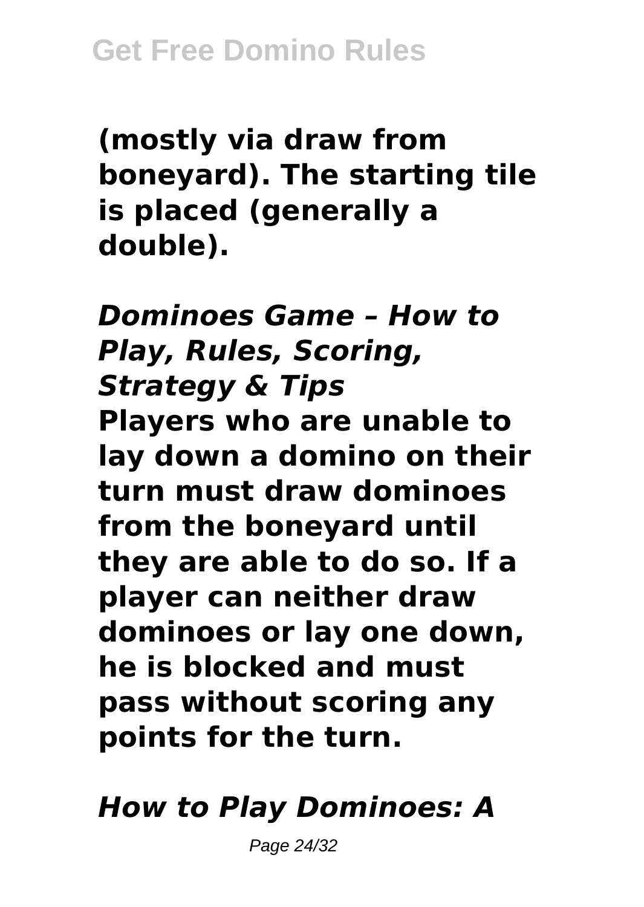**(mostly via draw from boneyard). The starting tile is placed (generally a double).**

***Dominoes Game – How to Play, Rules, Scoring, Strategy & Tips***

**Players who are unable to lay down a domino on their turn must draw dominoes from the boneyard until they are able to do so. If a player can neither draw dominoes or lay one down, he is blocked and must pass without scoring any points for the turn.**

***How to Play Dominoes: A***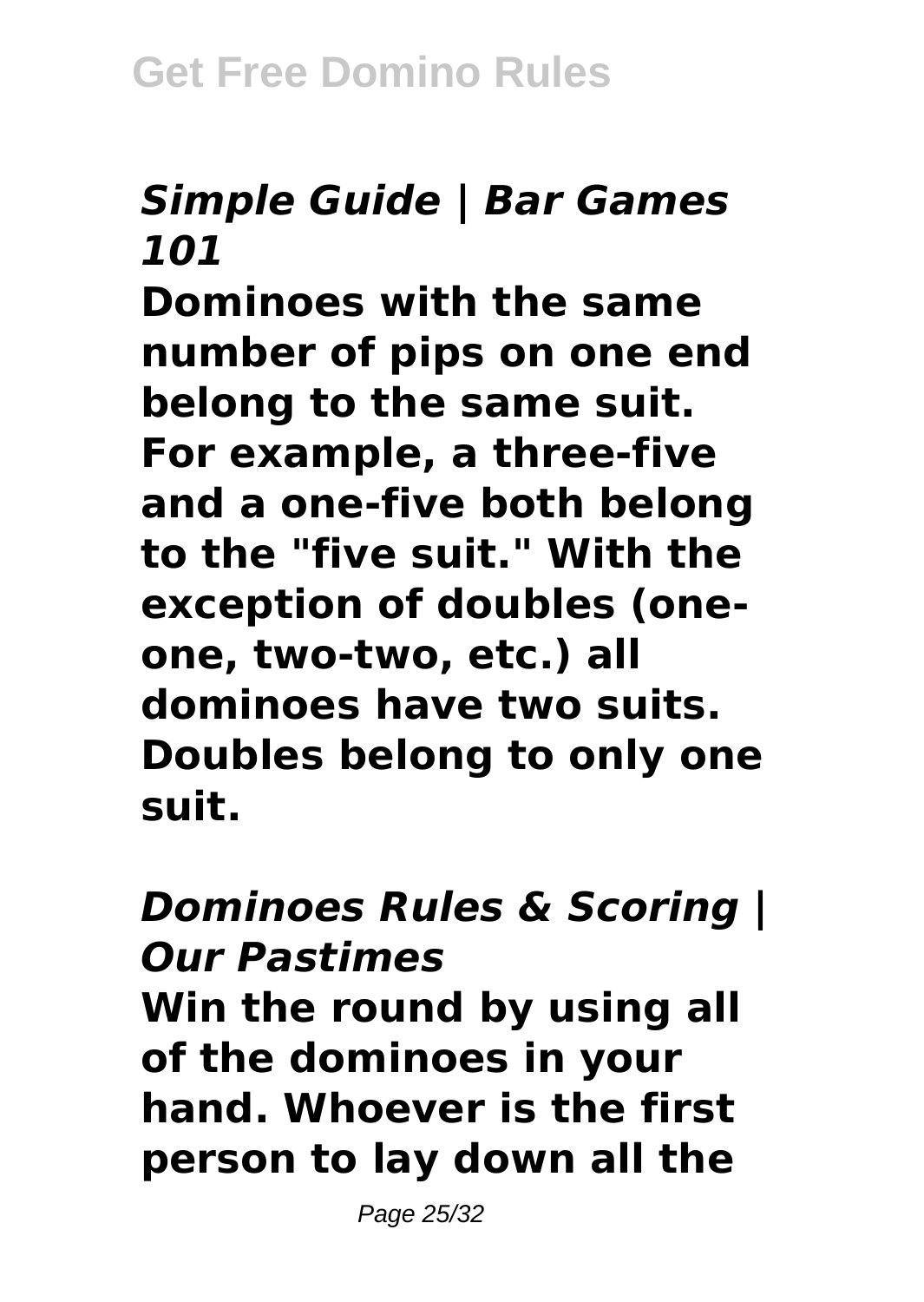### *Simple Guide | Bar Games 101*

**Dominoes with the same number of pips on one end belong to the same suit. For example, a three-five and a one-five both belong to the "five suit." With the exception of doubles (one-one, two-two, etc.) all dominoes have two suits. Doubles belong to only one suit.**

### *Dominoes Rules & Scoring | Our Pastimes*

**Win the round by using all of the dominoes in your hand. Whoever is the first person to lay down all the**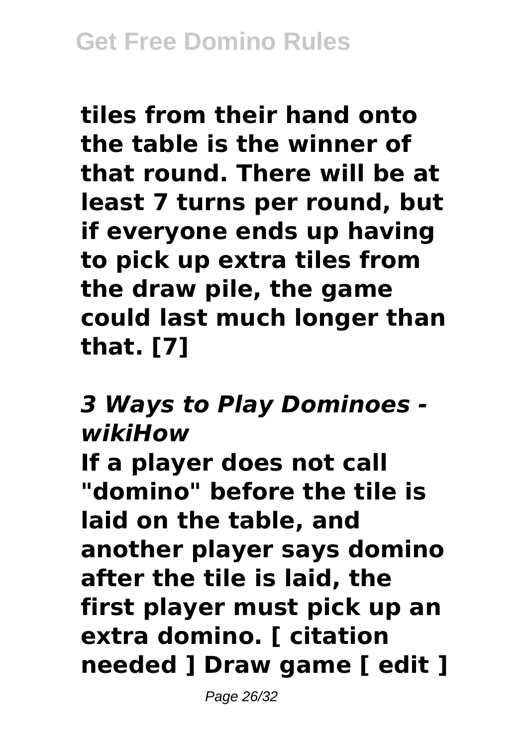**tiles from their hand onto the table is the winner of that round. There will be at least 7 turns per round, but if everyone ends up having to pick up extra tiles from the draw pile, the game could last much longer than that. [7]**

***3 Ways to Play Dominoes - wikiHow***

**If a player does not call "domino" before the tile is laid on the table, and another player says domino after the tile is laid, the first player must pick up an extra domino. [ citation needed ] Draw game [ edit ]**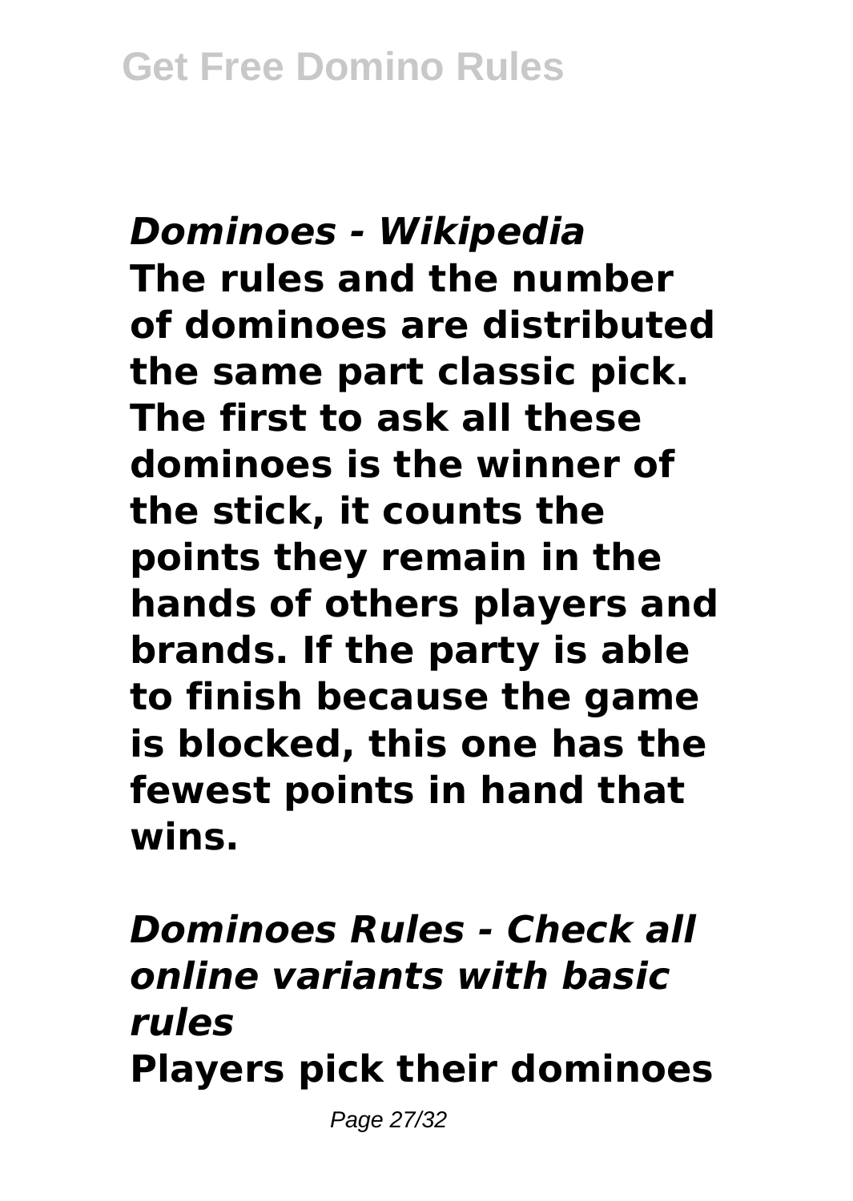## *Dominoes - Wikipedia*

**The rules and the number of dominoes are distributed the same part classic pick. The first to ask all these dominoes is the winner of the stick, it counts the points they remain in the hands of others players and brands. If the party is able to finish because the game is blocked, this one has the fewest points in hand that wins.**

## *Dominoes Rules - Check all online variants with basic rules*

**Players pick their dominoes**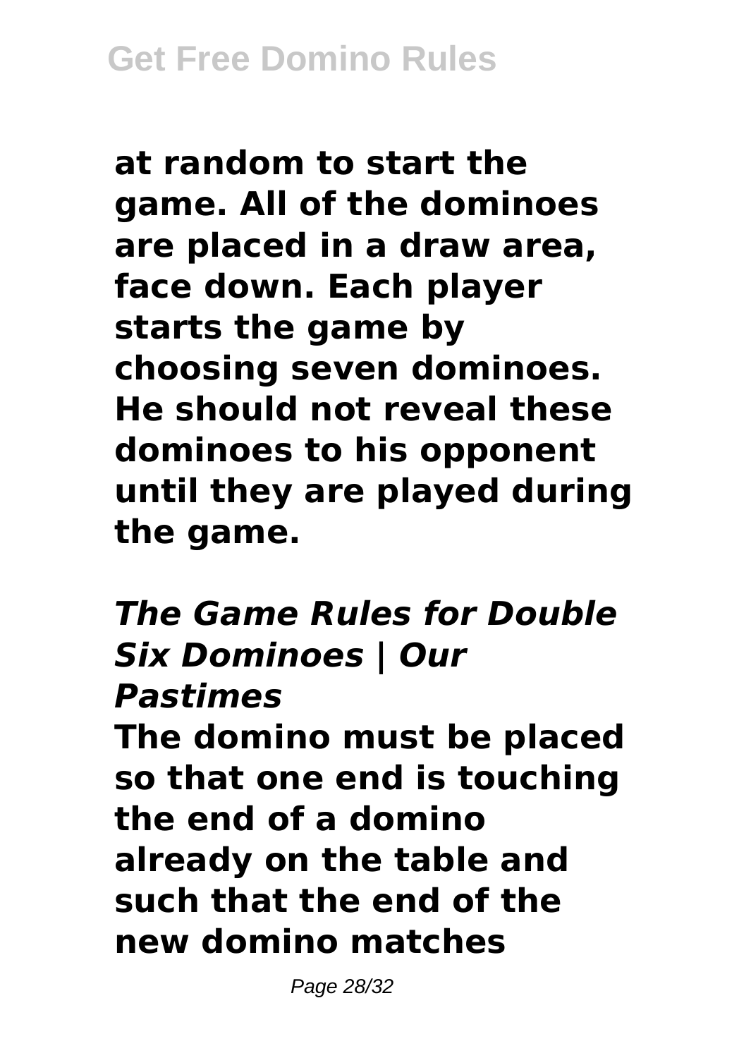**at random to start the game. All of the dominoes are placed in a draw area, face down. Each player starts the game by choosing seven dominoes. He should not reveal these dominoes to his opponent until they are played during the game.**

***The Game Rules for Double Six Dominoes | Our Pastimes***

**The domino must be placed so that one end is touching the end of a domino already on the table and such that the end of the new domino matches**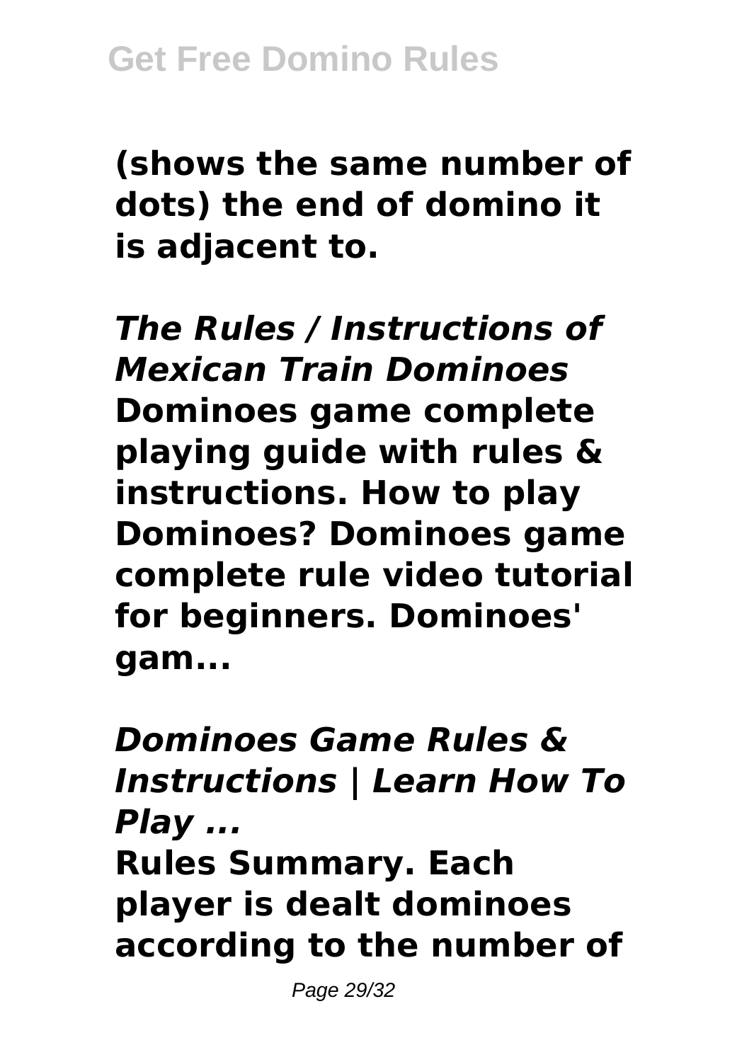**(shows the same number of dots) the end of domino it is adjacent to.**

***The Rules / Instructions of Mexican Train Dominoes***

**Dominoes game complete playing guide with rules & instructions. How to play Dominoes? Dominoes game complete rule video tutorial for beginners. Dominoes' gam...**

***Dominoes Game Rules & Instructions | Learn How To Play ...***

**Rules Summary. Each player is dealt dominoes according to the number of**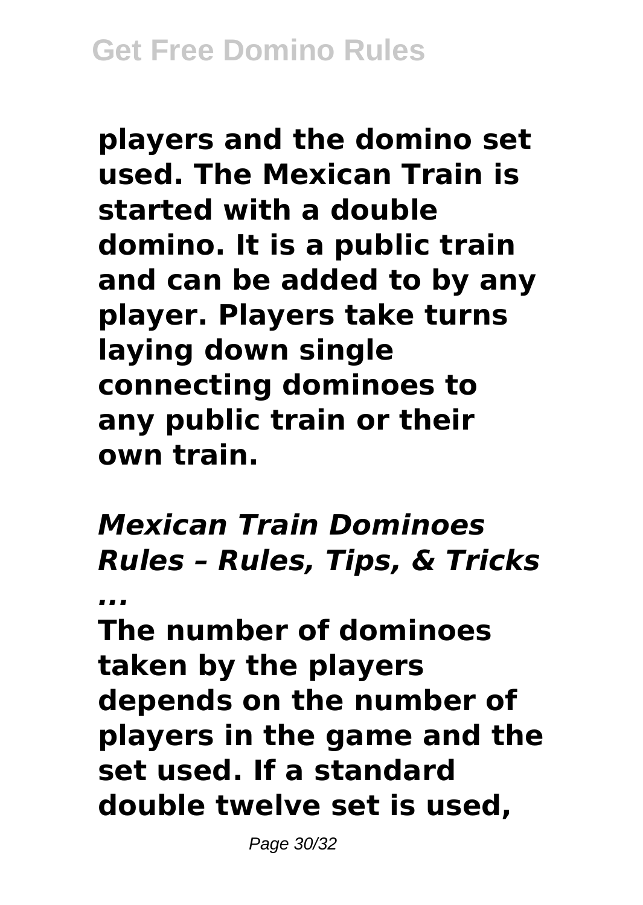**players and the domino set used. The Mexican Train is started with a double domino. It is a public train and can be added to by any player. Players take turns laying down single connecting dominoes to any public train or their own train.**

***Mexican Train Dominoes Rules – Rules, Tips, & Tricks ...***

**The number of dominoes taken by the players depends on the number of players in the game and the set used. If a standard double twelve set is used,**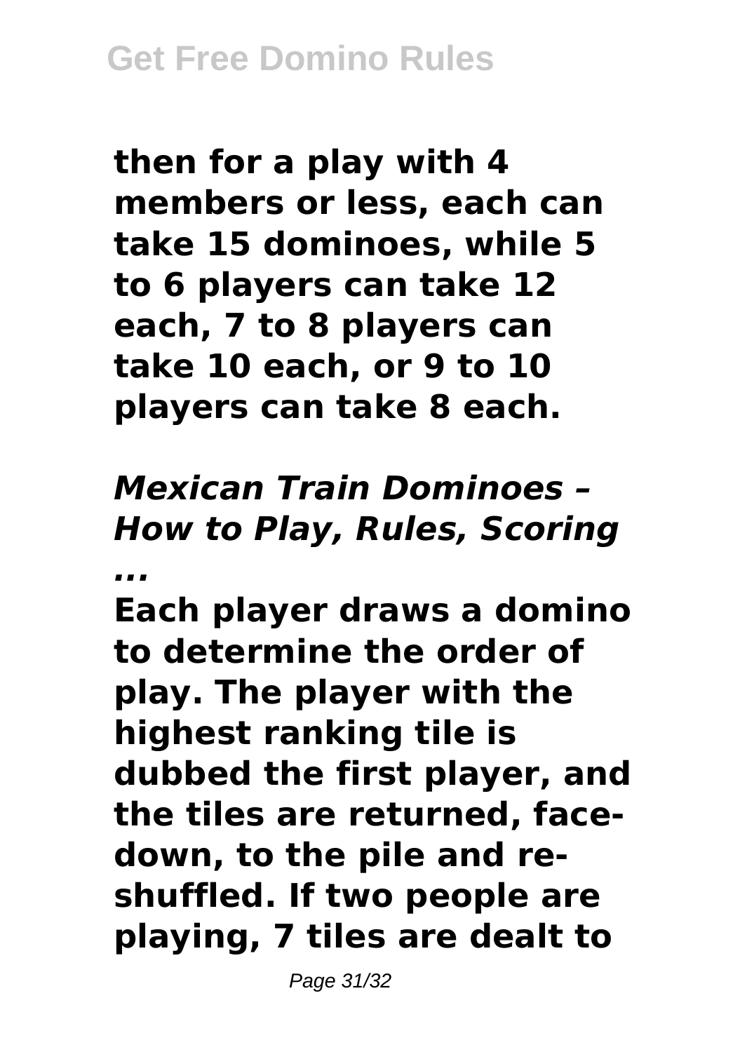**then for a play with 4 members or less, each can take 15 dominoes, while 5 to 6 players can take 12 each, 7 to 8 players can take 10 each, or 9 to 10 players can take 8 each.**

***Mexican Train Dominoes – How to Play, Rules, Scoring ...***

**Each player draws a domino to determine the order of play. The player with the highest ranking tile is dubbed the first player, and the tiles are returned, face-down, to the pile and re-shuffled. If two people are playing, 7 tiles are dealt to**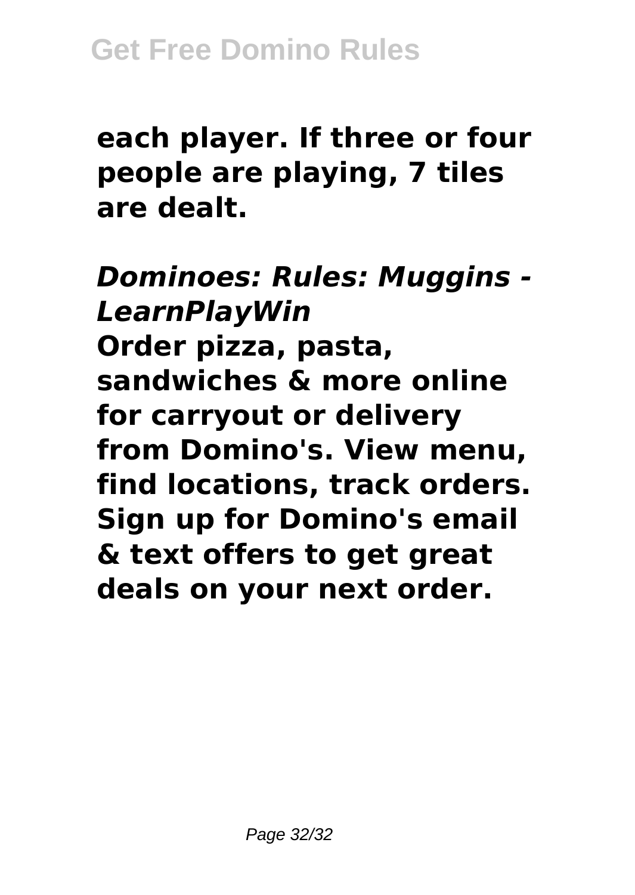**each player. If three or four people are playing, 7 tiles are dealt.**

***Dominoes: Rules: Muggins - LearnPlayWin***

**Order pizza, pasta, sandwiches & more online for carryout or delivery from Domino's. View menu, find locations, track orders. Sign up for Domino's email & text offers to get great deals on your next order.**